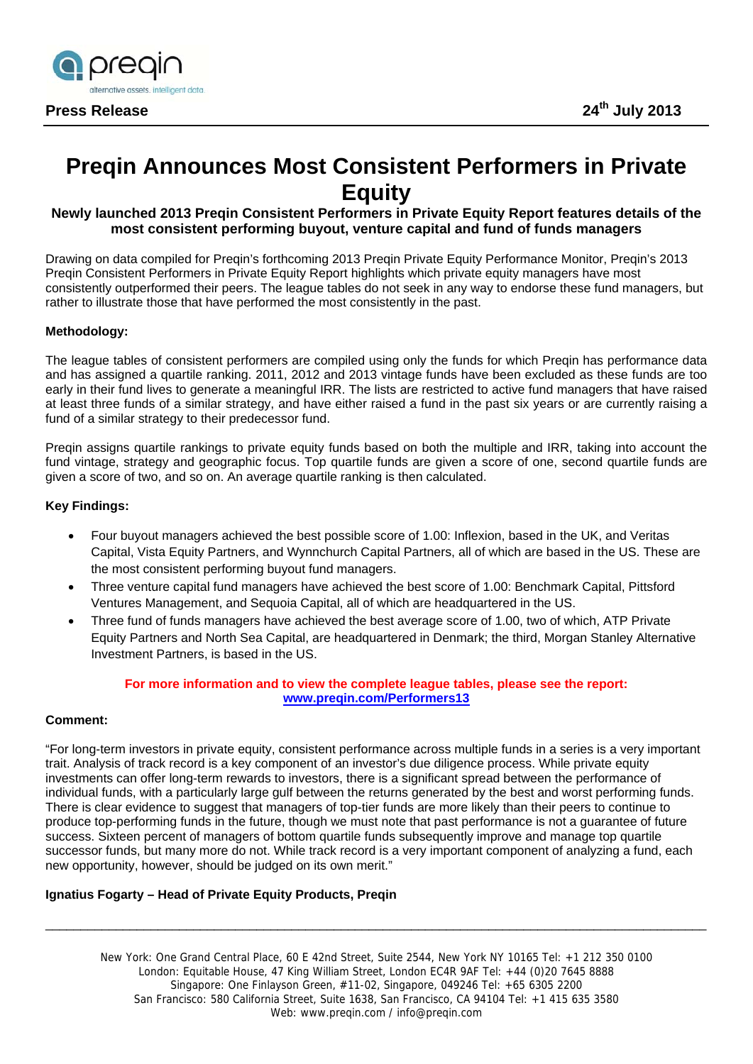**Press Release**

**24th July 2013**

# Preqin Announces Most Consistent Performers in Private Equity

**Newly launched 2013 Preqin Consistent Performers in Private Equity Report features details of the most consistent performing buyout, venture capital and fund of funds managers**

Drawing on data compiled for Preqin's forthcoming 2013 Preqin Private Equity Performance Monitor, Preqin's 2013 Preqin Consistent Performers in Private Equity Report highlights which private equity managers have most consistently outperformed their peers. The league tables do not seek in any way to endorse these fund managers, but rather to illustrate those that have performed the most consistently in the past.

**Methodology:**

The league tables of consistent performers are compiled using only the funds for which Preqin has performance data and has assigned a quartile ranking. 2011, 2012 and 2013 vintage funds have been excluded as these funds are too early in their fund lives to generate a meaningful IRR. The lists are restricted to active fund managers that have raised at least three funds of a similar strategy, and have either raised a fund in the past six years or are currently raising a fund of a similar strategy to their predecessor fund.

Preqin assigns quartile rankings to private equity funds based on both the multiple and IRR, taking into account the fund vintage, strategy and geographic focus. Top quartile funds are given a score of one, second quartile funds are given a score of two, and so on. An average quartile ranking is then calculated.

**Key Findings:**

- Four buyout managers achieved the best possible score of 1.00: Inflexion, based in the UK, and Veritas Capital, Vista Equity Partners, and Wynnchurch Capital Partners, all of which are based in the US. These are the most consistent performing buyout fund managers.
- Three venture capital fund managers have achieved the best score of 1.00: Benchmark Capital, Pittsford Ventures Management, and Sequoia Capital, all of which are headquartered in the US.
- Three fund of funds managers have achieved the best average score of 1.00, two of which, ATP Private Equity Partners and North Sea Capital, are headquartered in Denmark; the third, Morgan Stanley Alternative Investment Partners, is based in the US.

**For more information and to view the complete league tables, please see the report: www.preqin.com/Performers13**

**Comment:**

"For long-term investors in private equity, consistent performance across multiple funds in a series is a very important trait. Analysis of track record is a key component of an investor's due diligence process. While private equity investments can offer long-term rewards to investors, there is a significant spread between the performance of individual funds, with a particularly large gulf between the returns generated by the best and worst performing funds. There is clear evidence to suggest that managers of top-tier funds are more likely than their peers to continue to produce top-performing funds in the future, though we must note that past performance is not a guarantee of future success. Sixteen percent of managers of bottom quartile funds subsequently improve and manage top quartile successor funds, but many more do not. While track record is a very important component of analyzing a fund, each new opportunity, however, should be judged on its own merit."

**Ignatius Fogarty – Head of Private Equity Products, Preqin**

New York: One Grand Central Place, 60 E 42nd Street, Suite 2544, New York NY 10165 Tel: +1 212 350 0100
London: Equitable House, 47 King William Street, London EC4R 9AF Tel: +44 (0)20 7645 8888
Singapore: One Finlayson Green, #11-02, Singapore, 049246 Tel: +65 6305 2200
San Francisco: 580 California Street, Suite 1638, San Francisco, CA 94104 Tel: +1 415 635 3580
Web: www.preqin.com / info@preqin.com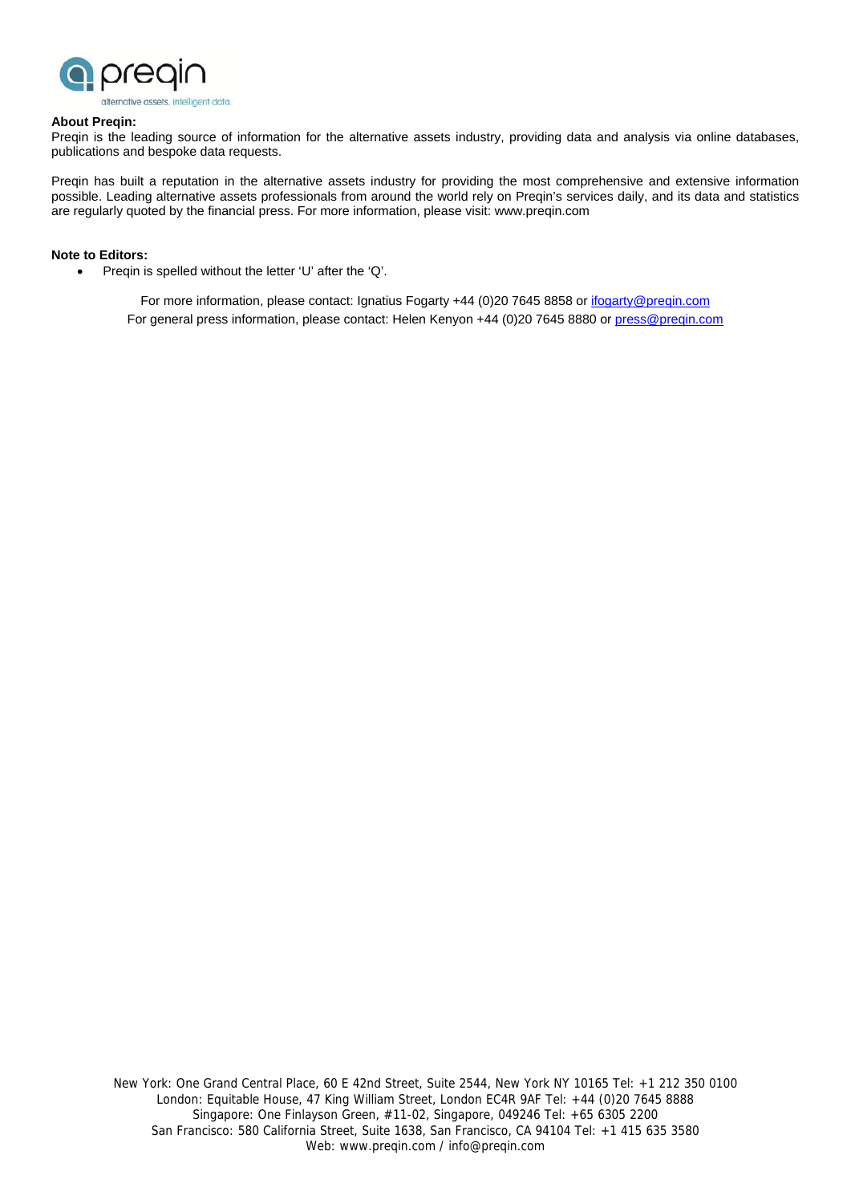**About Preqin:**

Preqin is the leading source of information for the alternative assets industry, providing data and analysis via online databases, publications and bespoke data requests.

Preqin has built a reputation in the alternative assets industry for providing the most comprehensive and extensive information possible. Leading alternative assets professionals from around the world rely on Preqin's services daily, and its data and statistics are regularly quoted by the financial press. For more information, please visit: www.preqin.com

**Note to Editors:**

- Preqin is spelled without the letter 'U' after the 'Q'.

For more information, please contact: Ignatius Fogarty +44 (0)20 7645 8858 or ifogarty@preqin.com

For general press information, please contact: Helen Kenyon +44 (0)20 7645 8880 or press@preqin.com

New York: One Grand Central Place, 60 E 42nd Street, Suite 2544, New York NY 10165 Tel: +1 212 350 0100
London: Equitable House, 47 King William Street, London EC4R 9AF Tel: +44 (0)20 7645 8888
Singapore: One Finlayson Green, #11-02, Singapore, 049246 Tel: +65 6305 2200
San Francisco: 580 California Street, Suite 1638, San Francisco, CA 94104 Tel: +1 415 635 3580
Web: www.preqin.com / info@preqin.com